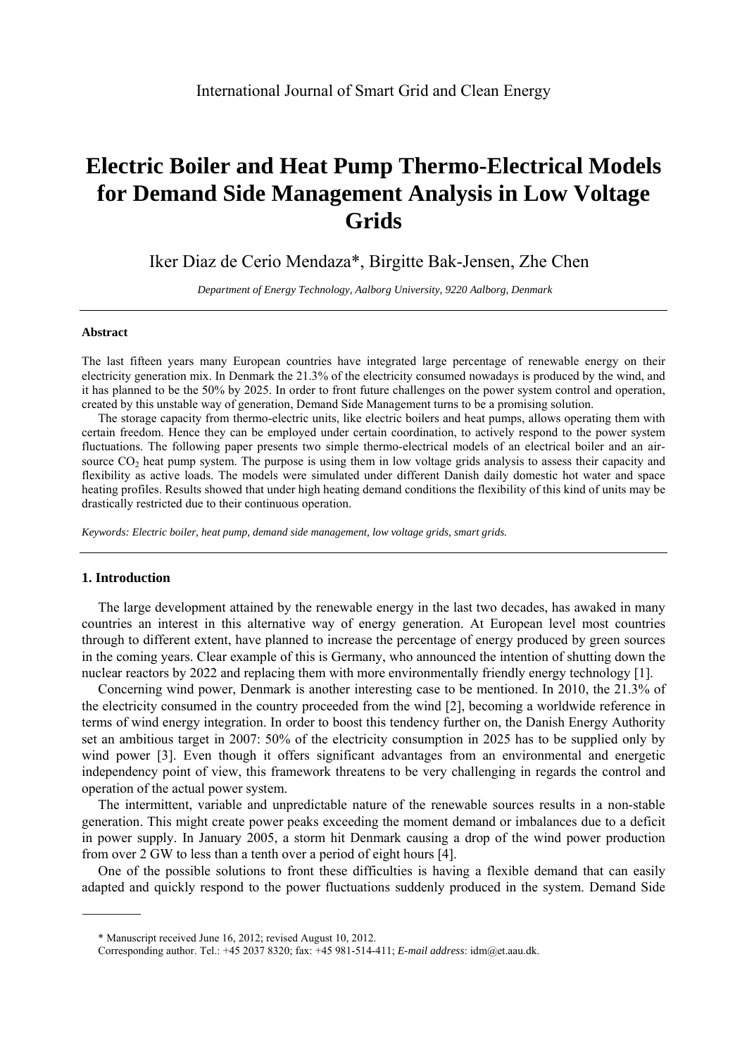# Electric Boiler and Heat Pump Thermo-Electrical Models for Demand Side Management Analysis in Low Voltage Grids

Iker Diaz de Cerio Mendaza*, Birgitte Bak-Jensen, Zhe Chen

*Department of Energy Technology, Aalborg University, 9220 Aalborg, Denmark*

---

**Abstract**

The last fifteen years many European countries have integrated large percentage of renewable energy on their electricity generation mix. In Denmark the 21.3% of the electricity consumed nowadays is produced by the wind, and it has planned to be the 50% by 2025. In order to front future challenges on the power system control and operation, created by this unstable way of generation, Demand Side Management turns to be a promising solution.

The storage capacity from thermo-electric units, like electric boilers and heat pumps, allows operating them with certain freedom. Hence they can be employed under certain coordination, to actively respond to the power system fluctuations. The following paper presents two simple thermo-electrical models of an electrical boiler and an air-source $CO_2$ heat pump system. The purpose is using them in low voltage grids analysis to assess their capacity and flexibility as active loads. The models were simulated under different Danish daily domestic hot water and space heating profiles. Results showed that under high heating demand conditions the flexibility of this kind of units may be drastically restricted due to their continuous operation.

*Keywords: Electric boiler, heat pump, demand side management, low voltage grids, smart grids.*

---

## 1. Introduction

The large development attained by the renewable energy in the last two decades, has awaked in many countries an interest in this alternative way of energy generation. At European level most countries through to different extent, have planned to increase the percentage of energy produced by green sources in the coming years. Clear example of this is Germany, who announced the intention of shutting down the nuclear reactors by 2022 and replacing them with more environmentally friendly energy technology [1].

Concerning wind power, Denmark is another interesting case to be mentioned. In 2010, the 21.3% of the electricity consumed in the country proceeded from the wind [2], becoming a worldwide reference in terms of wind energy integration. In order to boost this tendency further on, the Danish Energy Authority set an ambitious target in 2007: 50% of the electricity consumption in 2025 has to be supplied only by wind power [3]. Even though it offers significant advantages from an environmental and energetic independency point of view, this framework threatens to be very challenging in regards the control and operation of the actual power system.

The intermittent, variable and unpredictable nature of the renewable sources results in a non-stable generation. This might create power peaks exceeding the moment demand or imbalances due to a deficit in power supply. In January 2005, a storm hit Denmark causing a drop of the wind power production from over 2 GW to less than a tenth over a period of eight hours [4].

One of the possible solutions to front these difficulties is having a flexible demand that can easily adapted and quickly respond to the power fluctuations suddenly produced in the system. Demand Side

---

\* Manuscript received June 16, 2012; revised August 10, 2012.

Corresponding author. Tel.: +45 2037 8320; fax: +45 981-514-411; *E-mail address*: idm@et.aau.dk.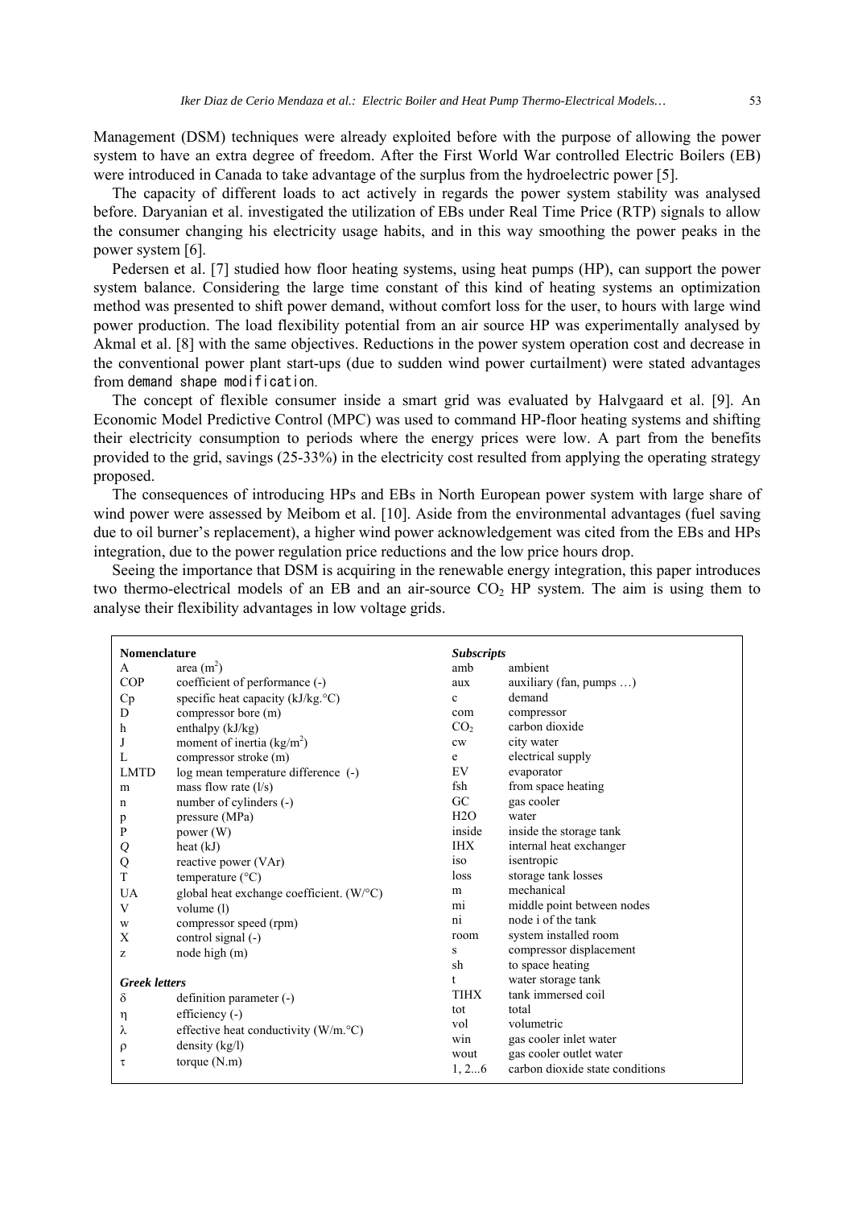Management (DSM) techniques were already exploited before with the purpose of allowing the power system to have an extra degree of freedom. After the First World War controlled Electric Boilers (EB) were introduced in Canada to take advantage of the surplus from the hydroelectric power [5].

The capacity of different loads to act actively in regards the power system stability was analysed before. Daryanian et al. investigated the utilization of EBs under Real Time Price (RTP) signals to allow the consumer changing his electricity usage habits, and in this way smoothing the power peaks in the power system [6].

Pedersen et al. [7] studied how floor heating systems, using heat pumps (HP), can support the power system balance. Considering the large time constant of this kind of heating systems an optimization method was presented to shift power demand, without comfort loss for the user, to hours with large wind power production. The load flexibility potential from an air source HP was experimentally analysed by Akmal et al. [8] with the same objectives. Reductions in the power system operation cost and decrease in the conventional power plant start-ups (due to sudden wind power curtailment) were stated advantages from demand shape modification.

The concept of flexible consumer inside a smart grid was evaluated by Halvgaard et al. [9]. An Economic Model Predictive Control (MPC) was used to command HP-floor heating systems and shifting their electricity consumption to periods where the energy prices were low. A part from the benefits provided to the grid, savings (25-33%) in the electricity cost resulted from applying the operating strategy proposed.

The consequences of introducing HPs and EBs in North European power system with large share of wind power were assessed by Meibom et al. [10]. Aside from the environmental advantages (fuel saving due to oil burner's replacement), a higher wind power acknowledgement was cited from the EBs and HPs integration, due to the power regulation price reductions and the low price hours drop.

Seeing the importance that DSM is acquiring in the renewable energy integration, this paper introduces two thermo-electrical models of an EB and an air-source $CO_2$ HP system. The aim is using them to analyse their flexibility advantages in low voltage grids.

| **Nomenclature** | | ***Subscripts*** | |
|---|---|---|---|
| A | area ($m^2$) | amb | ambient |
| COP | coefficient of performance (-) | aux | auxiliary (fan, pumps …) |
| Cp | specific heat capacity (kJ/kg.°C) | c | demand |
| D | compressor bore (m) | com | compressor |
| h | enthalpy (kJ/kg) | $CO_2$ | carbon dioxide |
| J | moment of inertia (kg/$m^2$) | cw | city water |
| L | compressor stroke (m) | e | electrical supply |
| LMTD | log mean temperature difference (-) | EV | evaporator |
| m | mass flow rate (l/s) | fsh | from space heating |
| n | number of cylinders (-) | GC | gas cooler |
| p | pressure (MPa) | H2O | water |
| P | power (W) | inside | inside the storage tank |
| *Q* | heat (kJ) | IHX | internal heat exchanger |
| Q | reactive power (VAr) | iso | isentropic |
| T | temperature (°C) | loss | storage tank losses |
| UA | global heat exchange coefficient. (W/°C) | m | mechanical |
| V | volume (l) | mi | middle point between nodes |
| w | compressor speed (rpm) | ni | node i of the tank |
| X | control signal (-) | room | system installed room |
| z | node high (m) | s | compressor displacement |
| | | sh | to space heating |
| ***Greek letters*** | | t | water storage tank |
| δ | definition parameter (-) | TIHX | tank immersed coil |
| η | efficiency (-) | tot | total |
| λ | effective heat conductivity (W/m.°C) | vol | volumetric |
| ρ | density (kg/l) | win | gas cooler inlet water |
| τ | torque (N.m) | wout | gas cooler outlet water |
| | | 1, 2...6 | carbon dioxide state conditions |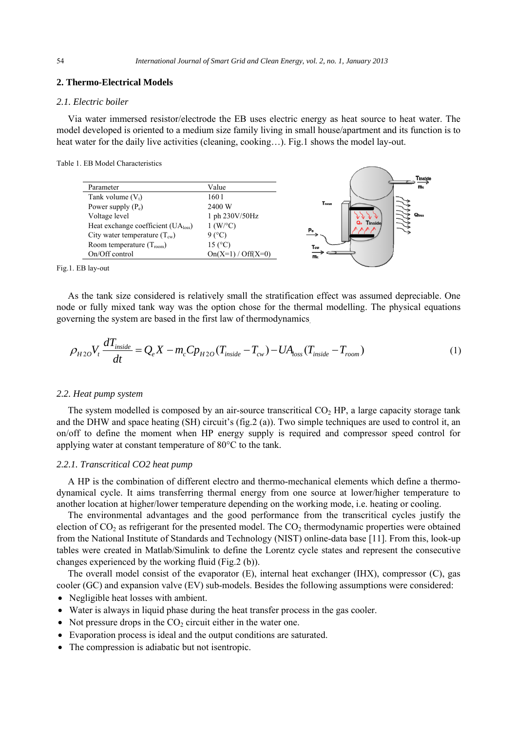## 2. Thermo-Electrical Models

### *2.1. Electric boiler*

Via water immersed resistor/electrode the EB uses electric energy as heat source to heat water. The model developed is oriented to a medium size family living in small house/apartment and its function is to heat water for the daily live activities (cleaning, cooking…). Fig.1 shows the model lay-out.

Table 1. EB Model Characteristics

| Parameter | Value |
|---|---|
| Tank volume ($V_t$) | 160 l |
| Power supply ($P_e$) | 2400 W |
| Voltage level | 1 ph 230V/50Hz |
| Heat exchange coefficient ($UA_{loss}$) | 1 (W/°C) |
| City water temperature ($T_{cw}$) | 9 (°C) |
| Room temperature ($T_{room}$) | 15 (°C) |
| On/Off control | On(X=1) / Off(X=0) |

Fig.1. EB lay-out

As the tank size considered is relatively small the stratification effect was assumed depreciable. One node or fully mixed tank way was the option chose for the thermal modelling. The physical equations governing the system are based in the first law of thermodynamics.

$$\rho_{H2O} V_t \frac{dT_{inside}}{dt} = Q_e X - m_c Cp_{H2O}(T_{inside} - T_{cw}) - UA_{loss}(T_{inside} - T_{room}) \tag{1}$$

### *2.2. Heat pump system*

The system modelled is composed by an air-source transcritical $CO_2$ HP, a large capacity storage tank and the DHW and space heating (SH) circuit's (fig.2 (a)). Two simple techniques are used to control it, an on/off to define the moment when HP energy supply is required and compressor speed control for applying water at constant temperature of 80°C to the tank.

#### *2.2.1. Transcritical CO2 heat pump*

A HP is the combination of different electro and thermo-mechanical elements which define a thermo-dynamical cycle. It aims transferring thermal energy from one source at lower/higher temperature to another location at higher/lower temperature depending on the working mode, i.e. heating or cooling.

The environmental advantages and the good performance from the transcritical cycles justify the election of $CO_2$ as refrigerant for the presented model. The $CO_2$ thermodynamic properties were obtained from the National Institute of Standards and Technology (NIST) online-data base [11]. From this, look-up tables were created in Matlab/Simulink to define the Lorentz cycle states and represent the consecutive changes experienced by the working fluid (Fig.2 (b)).

The overall model consist of the evaporator (E), internal heat exchanger (IHX), compressor (C), gas cooler (GC) and expansion valve (EV) sub-models. Besides the following assumptions were considered:

- Negligible heat losses with ambient.
- Water is always in liquid phase during the heat transfer process in the gas cooler.
- Not pressure drops in the $CO_2$ circuit either in the water one.
- Evaporation process is ideal and the output conditions are saturated.
- The compression is adiabatic but not isentropic.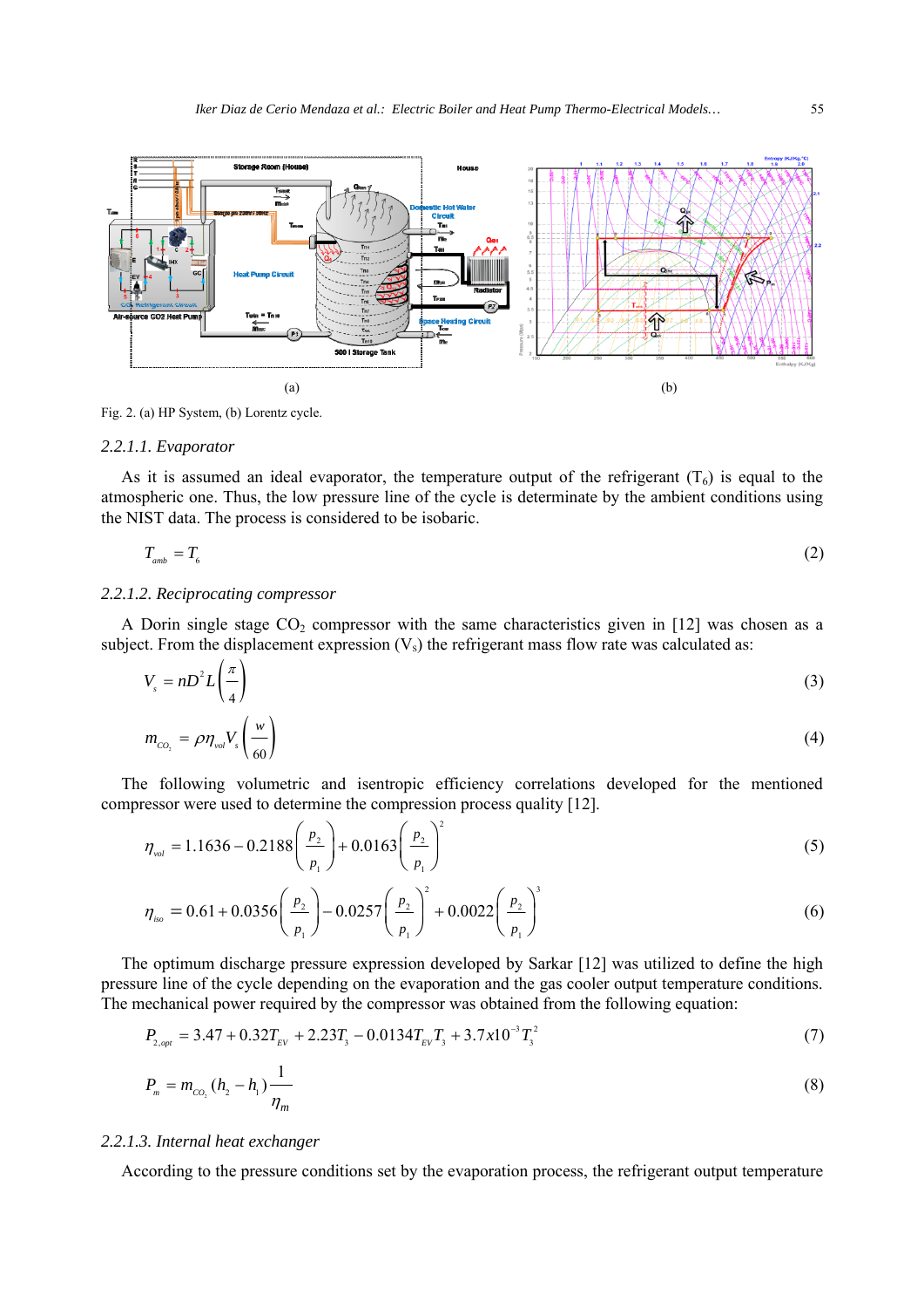Fig. 2. (a) HP System, (b) Lorentz cycle.

#### 2.2.1.1. Evaporator

As it is assumed an ideal evaporator, the temperature output of the refrigerant ($T_6$) is equal to the atmospheric one. Thus, the low pressure line of the cycle is determinate by the ambient conditions using the NIST data. The process is considered to be isobaric.

$$T_{amb} = T_6 \tag{2}$$

#### 2.2.1.2. Reciprocating compressor

A Dorin single stage $CO_2$ compressor with the same characteristics given in [12] was chosen as a subject. From the displacement expression ($V_s$) the refrigerant mass flow rate was calculated as:

$$V_s = nD^2L\left(\frac{\pi}{4}\right) \tag{3}$$

$$m_{CO_2} = \rho\eta_{vol}V_s\left(\frac{w}{60}\right) \tag{4}$$

The following volumetric and isentropic efficiency correlations developed for the mentioned compressor were used to determine the compression process quality [12].

$$\eta_{vol} = 1.1636 - 0.2188\left(\frac{p_2}{p_1}\right) + 0.0163\left(\frac{p_2}{p_1}\right)^2 \tag{5}$$

$$\eta_{iso} = 0.61 + 0.0356\left(\frac{p_2}{p_1}\right) - 0.0257\left(\frac{p_2}{p_1}\right)^2 + 0.0022\left(\frac{p_2}{p_1}\right)^3 \tag{6}$$

The optimum discharge pressure expression developed by Sarkar [12] was utilized to define the high pressure line of the cycle depending on the evaporation and the gas cooler output temperature conditions. The mechanical power required by the compressor was obtained from the following equation:

$$P_{2,opt} = 3.47 + 0.32T_{EV} + 2.23T_3 - 0.0134T_{EV}T_3 + 3.7x10^{-3}T_3^2 \tag{7}$$

$$P_m = m_{CO_2}(h_2 - h_1)\frac{1}{\eta_m} \tag{8}$$

#### 2.2.1.3. Internal heat exchanger

According to the pressure conditions set by the evaporation process, the refrigerant output temperature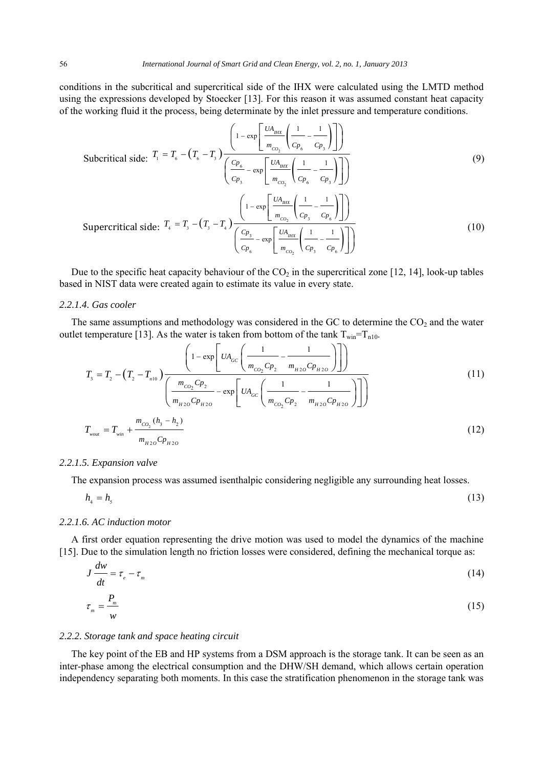conditions in the subcritical and supercritical side of the IHX were calculated using the LMTD method using the expressions developed by Stoecker [13]. For this reason it was assumed constant heat capacity of the working fluid it the process, being determinate by the inlet pressure and temperature conditions.

$$\text{Subcritical side: } T_1 = T_6 - \left(T_6 - T_3\right)\frac{\left(1 - \exp\left[\frac{UA_{IHX}}{m_{CO_2}}\left(\frac{1}{Cp_6} - \frac{1}{Cp_3}\right)\right]\right)}{\left(\frac{Cp_6}{Cp_3} - \exp\left[\frac{UA_{IHX}}{m_{CO_2}}\left(\frac{1}{Cp_6} - \frac{1}{Cp_3}\right)\right]\right)} \tag{9}$$

$$\text{Supercritical side: } T_4 = T_3 - \left(T_3 - T_4\right)\frac{\left(1 - \exp\left[\frac{UA_{IHX}}{m_{CO_2}}\left(\frac{1}{Cp_3} - \frac{1}{Cp_6}\right)\right]\right)}{\left(\frac{Cp_3}{Cp_6} - \exp\left[\frac{UA_{IHX}}{m_{CO_2}}\left(\frac{1}{Cp_3} - \frac{1}{Cp_6}\right)\right]\right)} \tag{10}$$

Due to the specific heat capacity behaviour of the $CO_2$ in the supercritical zone [12, 14], look-up tables based in NIST data were created again to estimate its value in every state.

#### *2.2.1.4. Gas cooler*

The same assumptions and methodology was considered in the GC to determine the $CO_2$ and the water outlet temperature [13]. As the water is taken from bottom of the tank $T_{win}$=$T_{n10}$.

$$T_3 = T_2 - \left(T_2 - T_{n10}\right)\frac{\left(1 - \exp\left[UA_{GC}\left(\frac{1}{m_{CO_2}Cp_2} - \frac{1}{m_{H2O}Cp_{H2O}}\right)\right]\right)}{\left(\frac{m_{CO_2}Cp_2}{m_{H2O}Cp_{H2O}} - \exp\left[UA_{GC}\left(\frac{1}{m_{CO_2}Cp_2} - \frac{1}{m_{H2O}Cp_{H2O}}\right)\right]\right)} \tag{11}$$

$$T_{wout} = T_{win} + \frac{m_{CO_2}(h_3 - h_2)}{m_{H2O}Cp_{H2O}} \tag{12}$$

#### *2.2.1.5. Expansion valve*

The expansion process was assumed isenthalpic considering negligible any surrounding heat losses.

$$h_4 = h_5 \tag{13}$$

#### *2.2.1.6. AC induction motor*

A first order equation representing the drive motion was used to model the dynamics of the machine [15]. Due to the simulation length no friction losses were considered, defining the mechanical torque as:

$$J\frac{dw}{dt} = \tau_e - \tau_m \tag{14}$$

$$\tau_m = \frac{P_m}{w} \tag{15}$$

### *2.2.2. Storage tank and space heating circuit*

The key point of the EB and HP systems from a DSM approach is the storage tank. It can be seen as an inter-phase among the electrical consumption and the DHW/SH demand, which allows certain operation independency separating both moments. In this case the stratification phenomenon in the storage tank was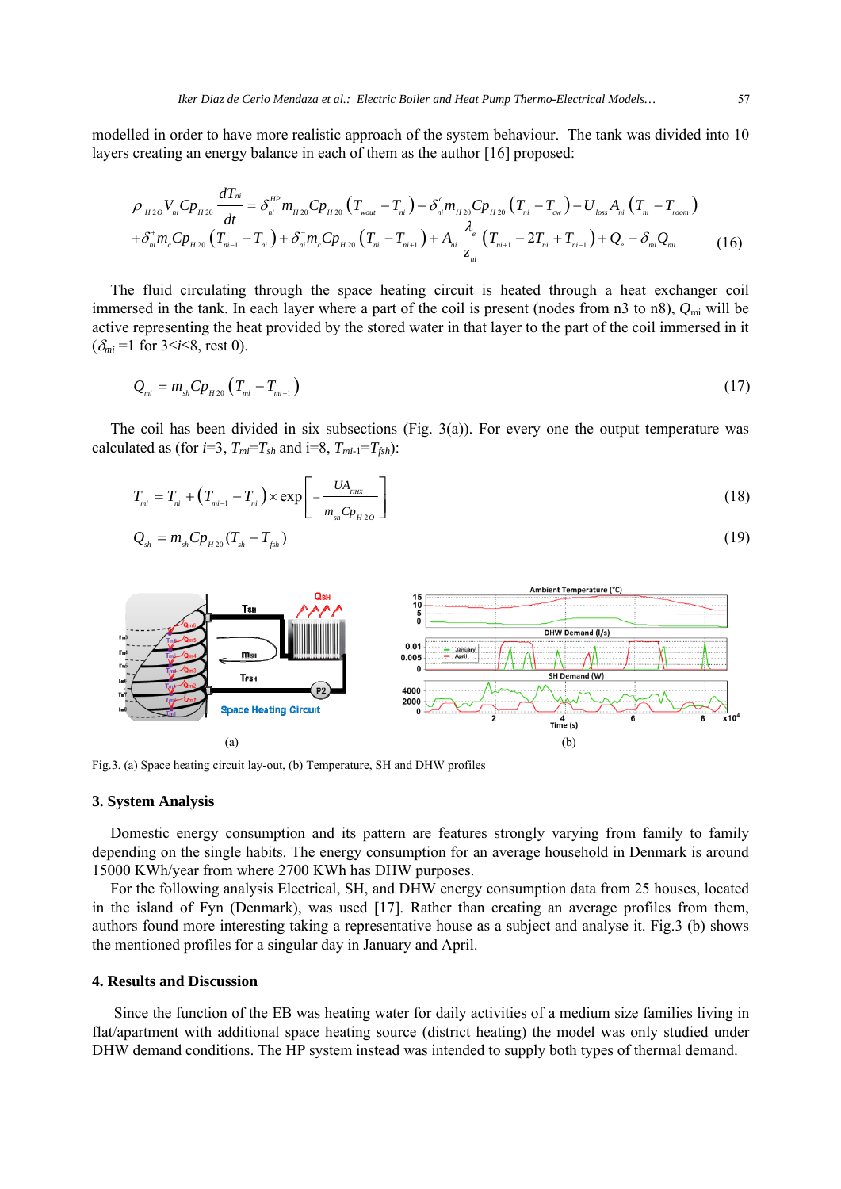modelled in order to have more realistic approach of the system behaviour. The tank was divided into 10 layers creating an energy balance in each of them as the author [16] proposed:

$$\rho_{H2O} V_{ni} Cp_{H20} \frac{dT_{ni}}{dt} = \delta_{ni}^{HP} m_{H20} Cp_{H20}\left(T_{wout} - T_{ni}\right) - \delta_{ni}^{c} m_{H20} Cp_{H20}\left(T_{ni} - T_{cw}\right) - U_{loss} A_{ni}\left(T_{ni} - T_{room}\right)$$
$$+ \delta_{ni}^{+} m_{c} Cp_{H20}\left(T_{ni-1} - T_{ni}\right) + \delta_{ni}^{-} m_{c} Cp_{H20}\left(T_{ni} - T_{ni+1}\right) + A_{ni}\frac{\lambda_{e}}{z_{ni}}\left(T_{ni+1} - 2T_{ni} + T_{ni-1}\right) + Q_{e} - \delta_{mi} Q_{mi} \quad (16)$$

The fluid circulating through the space heating circuit is heated through a heat exchanger coil immersed in the tank. In each layer where a part of the coil is present (nodes from n3 to n8), $Q_{mi}$ will be active representing the heat provided by the stored water in that layer to the part of the coil immersed in it ($\delta_{mi}$ =1 for $3 \leq i \leq 8$, rest 0).

$$Q_{mi} = m_{sh} Cp_{H20}\left(T_{mi} - T_{mi-1}\right) \quad (17)$$

The coil has been divided in six subsections (Fig. 3(a)). For every one the output temperature was calculated as (for $i$=3, $T_{mi}$=$T_{sh}$ and i=8, $T_{mi\text{-}1}$=$T_{fsh}$):

$$T_{mi} = T_{ni} + \left(T_{mi-1} - T_{ni}\right) \times \exp\left[-\frac{UA_{THX}}{m_{sh} Cp_{H2O}}\right] \quad (18)$$

$$Q_{sh} = m_{sh} Cp_{H20}(T_{sh} - T_{fsh}) \quad (19)$$

(a)

(b)

Fig.3. (a) Space heating circuit lay-out, (b) Temperature, SH and DHW profiles

## 3. System Analysis

Domestic energy consumption and its pattern are features strongly varying from family to family depending on the single habits. The energy consumption for an average household in Denmark is around 15000 KWh/year from where 2700 KWh has DHW purposes.

For the following analysis Electrical, SH, and DHW energy consumption data from 25 houses, located in the island of Fyn (Denmark), was used [17]. Rather than creating an average profiles from them, authors found more interesting taking a representative house as a subject and analyse it. Fig.3 (b) shows the mentioned profiles for a singular day in January and April.

## 4. Results and Discussion

Since the function of the EB was heating water for daily activities of a medium size families living in flat/apartment with additional space heating source (district heating) the model was only studied under DHW demand conditions. The HP system instead was intended to supply both types of thermal demand.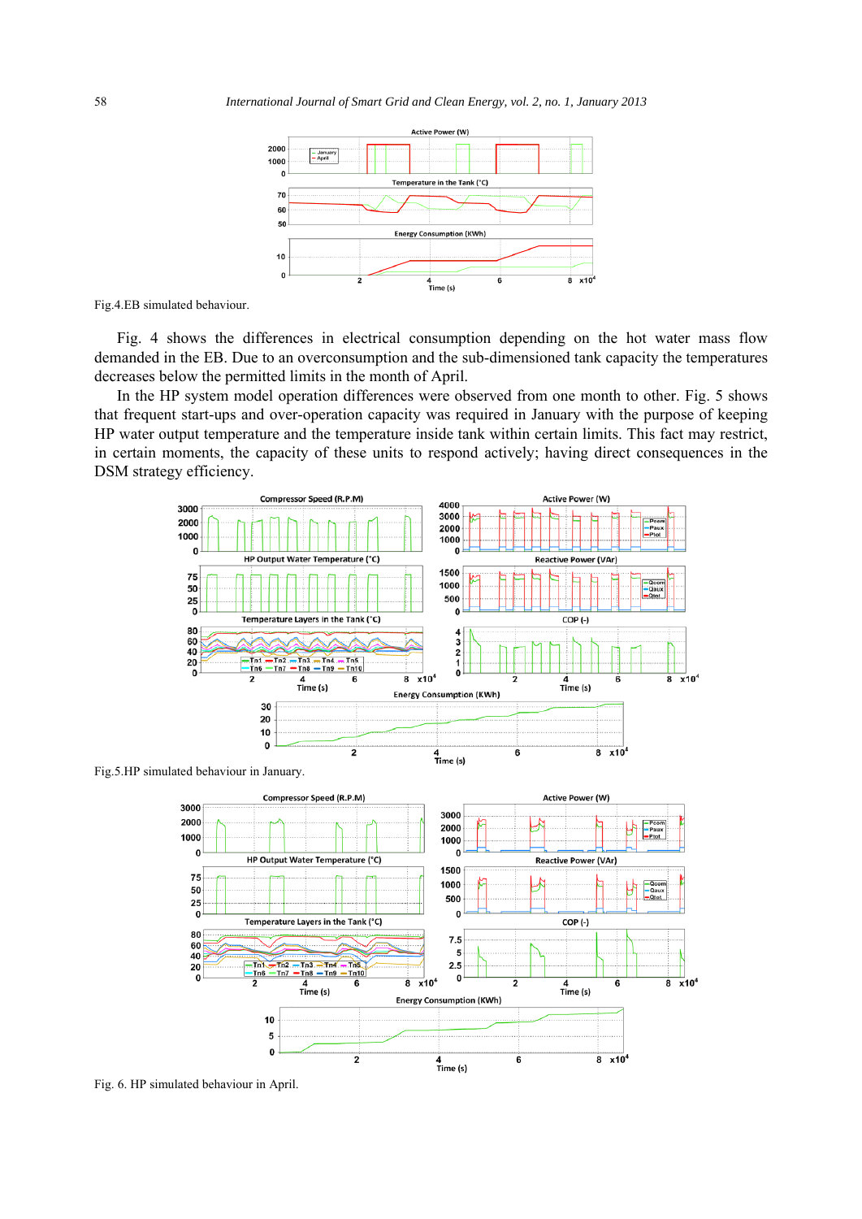Fig.4.EB simulated behaviour.

Fig. 4 shows the differences in electrical consumption depending on the hot water mass flow demanded in the EB. Due to an overconsumption and the sub-dimensioned tank capacity the temperatures decreases below the permitted limits in the month of April.

In the HP system model operation differences were observed from one month to other. Fig. 5 shows that frequent start-ups and over-operation capacity was required in January with the purpose of keeping HP water output temperature and the temperature inside tank within certain limits. This fact may restrict, in certain moments, the capacity of these units to respond actively; having direct consequences in the DSM strategy efficiency.

Fig.5.HP simulated behaviour in January.

Fig. 6. HP simulated behaviour in April.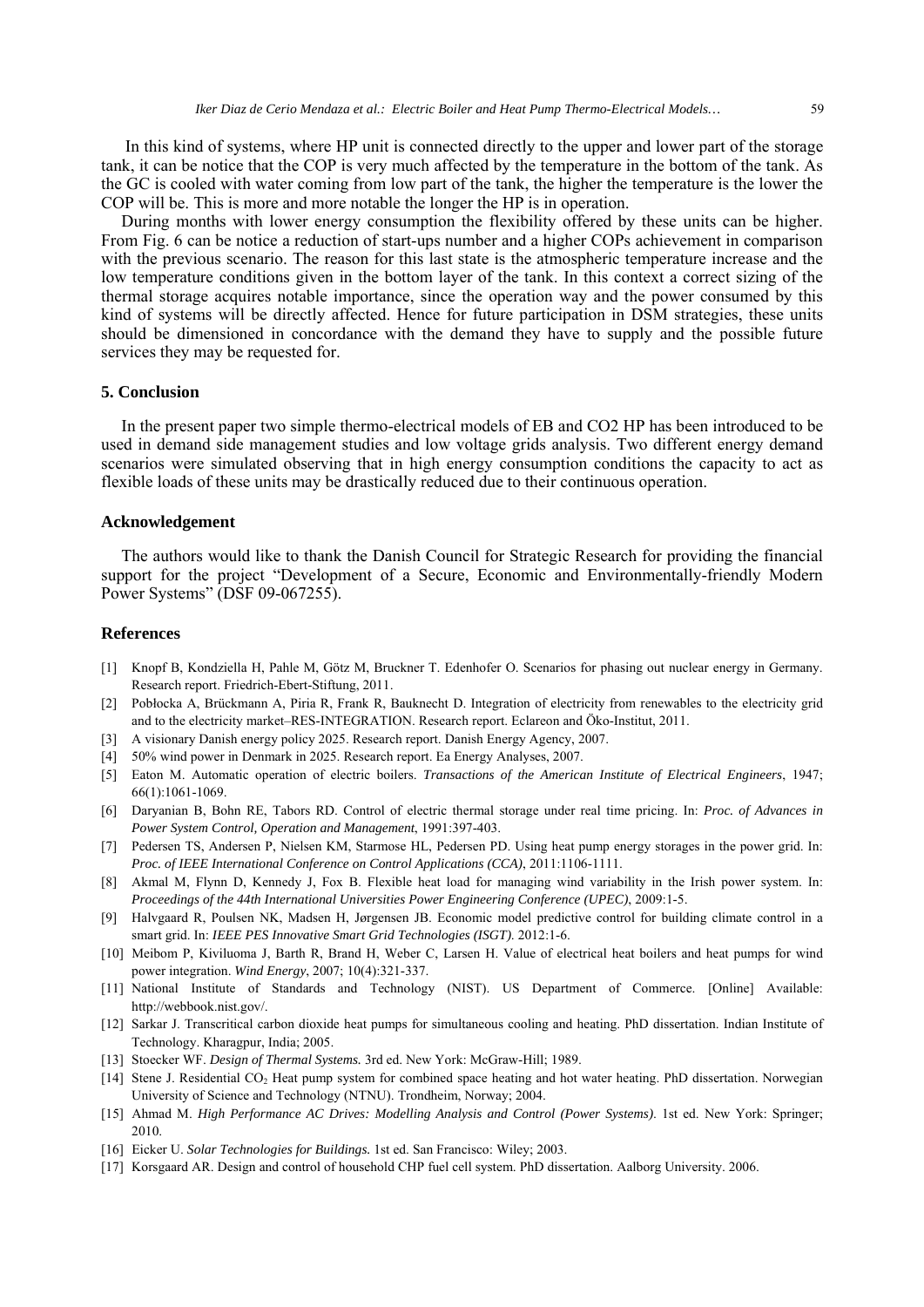In this kind of systems, where HP unit is connected directly to the upper and lower part of the storage tank, it can be notice that the COP is very much affected by the temperature in the bottom of the tank. As the GC is cooled with water coming from low part of the tank, the higher the temperature is the lower the COP will be. This is more and more notable the longer the HP is in operation.

During months with lower energy consumption the flexibility offered by these units can be higher. From Fig. 6 can be notice a reduction of start-ups number and a higher COPs achievement in comparison with the previous scenario. The reason for this last state is the atmospheric temperature increase and the low temperature conditions given in the bottom layer of the tank. In this context a correct sizing of the thermal storage acquires notable importance, since the operation way and the power consumed by this kind of systems will be directly affected. Hence for future participation in DSM strategies, these units should be dimensioned in concordance with the demand they have to supply and the possible future services they may be requested for.

## 5. Conclusion

In the present paper two simple thermo-electrical models of EB and CO2 HP has been introduced to be used in demand side management studies and low voltage grids analysis. Two different energy demand scenarios were simulated observing that in high energy consumption conditions the capacity to act as flexible loads of these units may be drastically reduced due to their continuous operation.

## Acknowledgement

The authors would like to thank the Danish Council for Strategic Research for providing the financial support for the project "Development of a Secure, Economic and Environmentally-friendly Modern Power Systems" (DSF 09-067255).

## References

[1] Knopf B, Kondziella H, Pahle M, Götz M, Bruckner T. Edenhofer O. Scenarios for phasing out nuclear energy in Germany. Research report. Friedrich-Ebert-Stiftung, 2011.

[2] Pobłocka A, Brückmann A, Piria R, Frank R, Bauknecht D. Integration of electricity from renewables to the electricity grid and to the electricity market–RES-INTEGRATION. Research report. Eclareon and Öko-Institut, 2011.

[3] A visionary Danish energy policy 2025. Research report. Danish Energy Agency, 2007.

[4] 50% wind power in Denmark in 2025. Research report. Ea Energy Analyses, 2007.

[5] Eaton M. Automatic operation of electric boilers. *Transactions of the American Institute of Electrical Engineers*, 1947; 66(1):1061-1069.

[6] Daryanian B, Bohn RE, Tabors RD. Control of electric thermal storage under real time pricing. In: *Proc. of Advances in Power System Control, Operation and Management*, 1991:397-403.

[7] Pedersen TS, Andersen P, Nielsen KM, Starmose HL, Pedersen PD. Using heat pump energy storages in the power grid. In: *Proc. of IEEE International Conference on Control Applications (CCA)*, 2011:1106-1111.

[8] Akmal M, Flynn D, Kennedy J, Fox B. Flexible heat load for managing wind variability in the Irish power system. In: *Proceedings of the 44th International Universities Power Engineering Conference (UPEC)*, 2009:1-5.

[9] Halvgaard R, Poulsen NK, Madsen H, Jørgensen JB. Economic model predictive control for building climate control in a smart grid. In: *IEEE PES Innovative Smart Grid Technologies (ISGT)*. 2012:1-6.

[10] Meibom P, Kiviluoma J, Barth R, Brand H, Weber C, Larsen H. Value of electrical heat boilers and heat pumps for wind power integration. *Wind Energy*, 2007; 10(4):321-337.

[11] National Institute of Standards and Technology (NIST). US Department of Commerce. [Online] Available: http://webbook.nist.gov/.

[12] Sarkar J. Transcritical carbon dioxide heat pumps for simultaneous cooling and heating. PhD dissertation. Indian Institute of Technology. Kharagpur, India; 2005.

[13] Stoecker WF. *Design of Thermal Systems.* 3rd ed. New York: McGraw-Hill; 1989.

[14] Stene J. Residential $CO_2$ Heat pump system for combined space heating and hot water heating. PhD dissertation. Norwegian University of Science and Technology (NTNU). Trondheim, Norway; 2004.

[15] Ahmad M. *High Performance AC Drives: Modelling Analysis and Control (Power Systems)*. 1st ed. New York: Springer; 2010.

[16] Eicker U. *Solar Technologies for Buildings.* 1st ed. San Francisco: Wiley; 2003.

[17] Korsgaard AR. Design and control of household CHP fuel cell system. PhD dissertation. Aalborg University. 2006.